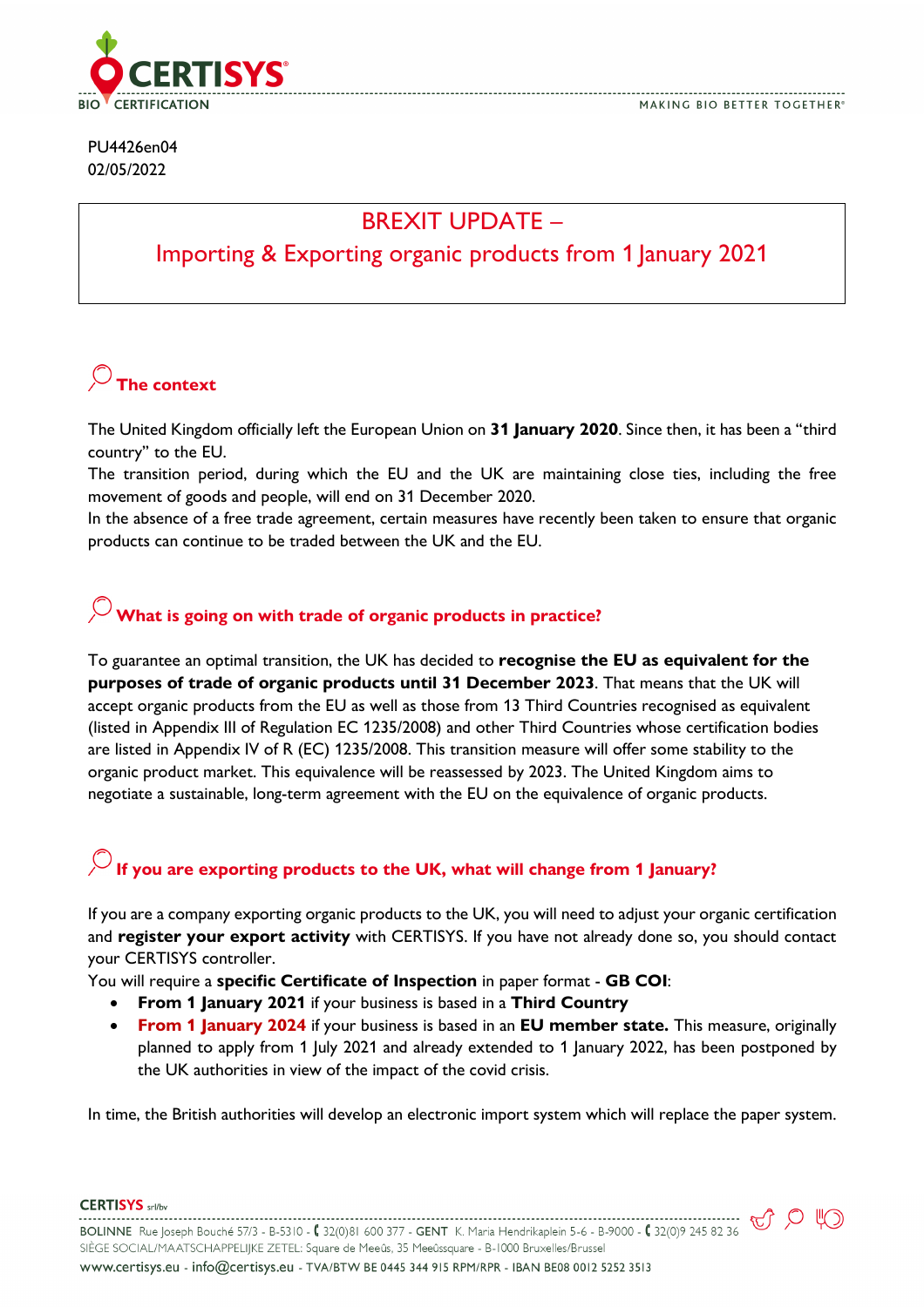PU4426en04
02/05/2022

# BREXIT UPDATE – Importing & Exporting organic products from 1 January 2021

## The context

The United Kingdom officially left the European Union on **31 January 2020**. Since then, it has been a "third country" to the EU.
The transition period, during which the EU and the UK are maintaining close ties, including the free movement of goods and people, will end on 31 December 2020.
In the absence of a free trade agreement, certain measures have recently been taken to ensure that organic products can continue to be traded between the UK and the EU.

## What is going on with trade of organic products in practice?

To guarantee an optimal transition, the UK has decided to **recognise the EU as equivalent for the purposes of trade of organic products until 31 December 2023**. That means that the UK will accept organic products from the EU as well as those from 13 Third Countries recognised as equivalent (listed in Appendix III of Regulation EC 1235/2008) and other Third Countries whose certification bodies are listed in Appendix IV of R (EC) 1235/2008. This transition measure will offer some stability to the organic product market. This equivalence will be reassessed by 2023. The United Kingdom aims to negotiate a sustainable, long-term agreement with the EU on the equivalence of organic products.

## If you are exporting products to the UK, what will change from 1 January?

If you are a company exporting organic products to the UK, you will need to adjust your organic certification and **register your export activity** with CERTISYS. If you have not already done so, you should contact your CERTISYS controller.
You will require a **specific Certificate of Inspection** in paper format - **GB COI**:

- **From 1 January 2021** if your business is based in a **Third Country**
- **From 1 January 2024** if your business is based in an **EU member state.** This measure, originally planned to apply from 1 July 2021 and already extended to 1 January 2022, has been postponed by the UK authorities in view of the impact of the covid crisis.

In time, the British authorities will develop an electronic import system which will replace the paper system.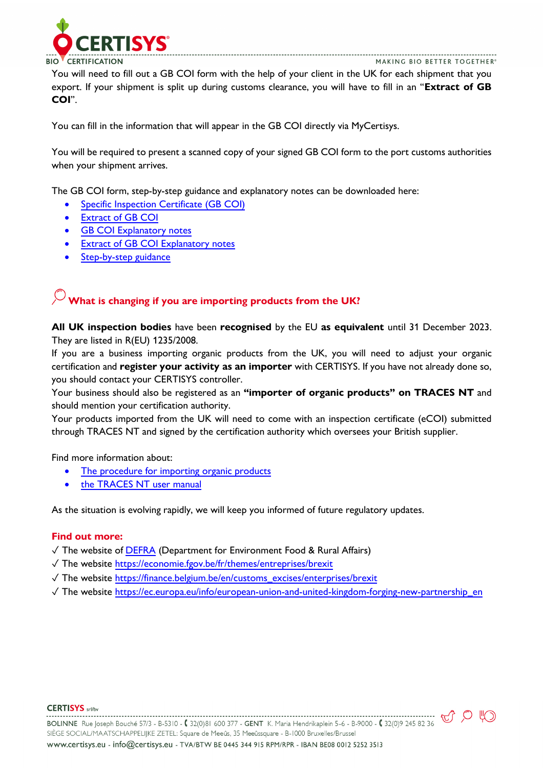You will need to fill out a GB COI form with the help of your client in the UK for each shipment that you export. If your shipment is split up during customs clearance, you will have to fill in an "**Extract of GB COI**".

You can fill in the information that will appear in the GB COI directly via MyCertisys.

You will be required to present a scanned copy of your signed GB COI form to the port customs authorities when your shipment arrives.

The GB COI form, step-by-step guidance and explanatory notes can be downloaded here:

- Specific Inspection Certificate (GB COI)
- Extract of GB COI
- GB COI Explanatory notes
- Extract of GB COI Explanatory notes
- Step-by-step guidance

## What is changing if you are importing products from the UK?

**All UK inspection bodies** have been **recognised** by the EU **as equivalent** until 31 December 2023. They are listed in R(EU) 1235/2008.
If you are a business importing organic products from the UK, you will need to adjust your organic certification and **register your activity as an importer** with CERTISYS. If you have not already done so, you should contact your CERTISYS controller.
Your business should also be registered as an **"importer of organic products" on TRACES NT** and should mention your certification authority.
Your products imported from the UK will need to come with an inspection certificate (eCOI) submitted through TRACES NT and signed by the certification authority which oversees your British supplier.

Find more information about:

- The procedure for importing organic products
- the TRACES NT user manual

As the situation is evolving rapidly, we will keep you informed of future regulatory updates.

### Find out more:

✓ The website of DEFRA (Department for Environment Food & Rural Affairs)
✓ The website https://economie.fgov.be/fr/themes/entreprises/brexit
✓ The website https://finance.belgium.be/en/customs_excises/enterprises/brexit
✓ The website https://ec.europa.eu/info/european-union-and-united-kingdom-forging-new-partnership_en